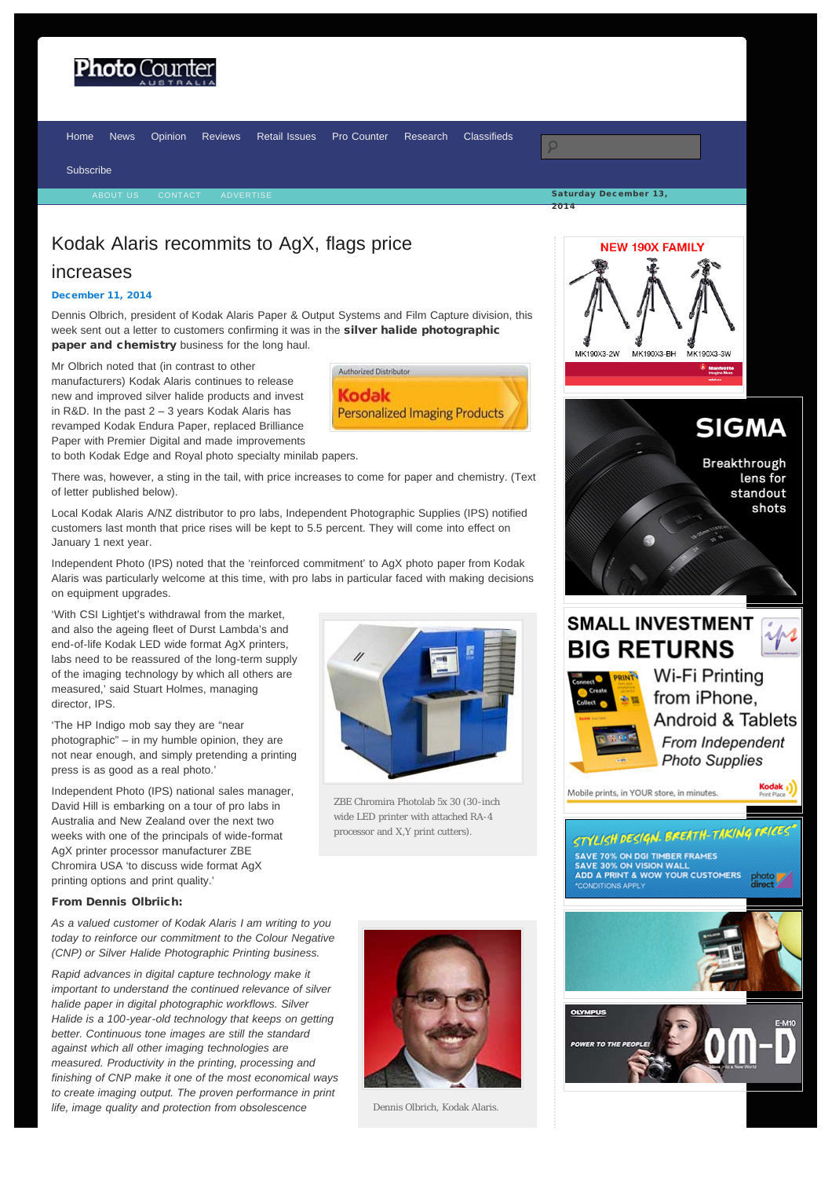# Kodak Alaris recommits to AgX, flags price increases

**December 11, 2014**

Dennis Olbrich, president of Kodak Alaris Paper & Output Systems and Film Capture division, this week sent out a letter to customers confirming it was in the **silver halide photographic paper and chemistry** business for the long haul.

Mr Olbrich noted that (in contrast to other manufacturers) Kodak Alaris continues to release new and improved silver halide products and invest in R&D. In the past 2 – 3 years Kodak Alaris has revamped Kodak Endura Paper, replaced Brilliance Paper with Premier Digital and made improvements to both Kodak Edge and Royal photo specialty minilab papers.

There was, however, a sting in the tail, with price increases to come for paper and chemistry. (Text of letter published below).

Local Kodak Alaris A/NZ distributor to pro labs, Independent Photographic Supplies (IPS) notified customers last month that price rises will be kept to 5.5 percent. They will come into effect on January 1 next year.

Independent Photo (IPS) noted that the 'reinforced commitment' to AgX photo paper from Kodak Alaris was particularly welcome at this time, with pro labs in particular faced with making decisions on equipment upgrades.

'With CSI Lightjet's withdrawal from the market, and also the ageing fleet of Durst Lambda's and end-of-life Kodak LED wide format AgX printers, labs need to be reassured of the long-term supply of the imaging technology by which all others are measured,' said Stuart Holmes, managing director, IPS.

'The HP Indigo mob say they are "near photographic" – in my humble opinion, they are not near enough, and simply pretending a printing press is as good as a real photo.'

Independent Photo (IPS) national sales manager, David Hill is embarking on a tour of pro labs in Australia and New Zealand over the next two weeks with one of the principals of wide-format AgX printer processor manufacturer ZBE Chromira USA 'to discuss wide format AgX printing options and print quality.'

ZBE Chromira Photolab 5x 30 (30-inch wide LED printer with attached RA-4 processor and X,Y print cutters).

**From Dennis Olbriich:**

*As a valued customer of Kodak Alaris I am writing to you today to reinforce our commitment to the Colour Negative (CNP) or Silver Halide Photographic Printing business.*

*Rapid advances in digital capture technology make it important to understand the continued relevance of silver halide paper in digital photographic workflows. Silver Halide is a 100-year-old technology that keeps on getting better. Continuous tone images are still the standard against which all other imaging technologies are measured. Productivity in the printing, processing and finishing of CNP make it one of the most economical ways to create imaging output. The proven performance in print life, image quality and protection from obsolescence*

Dennis Olbrich, Kodak Alaris.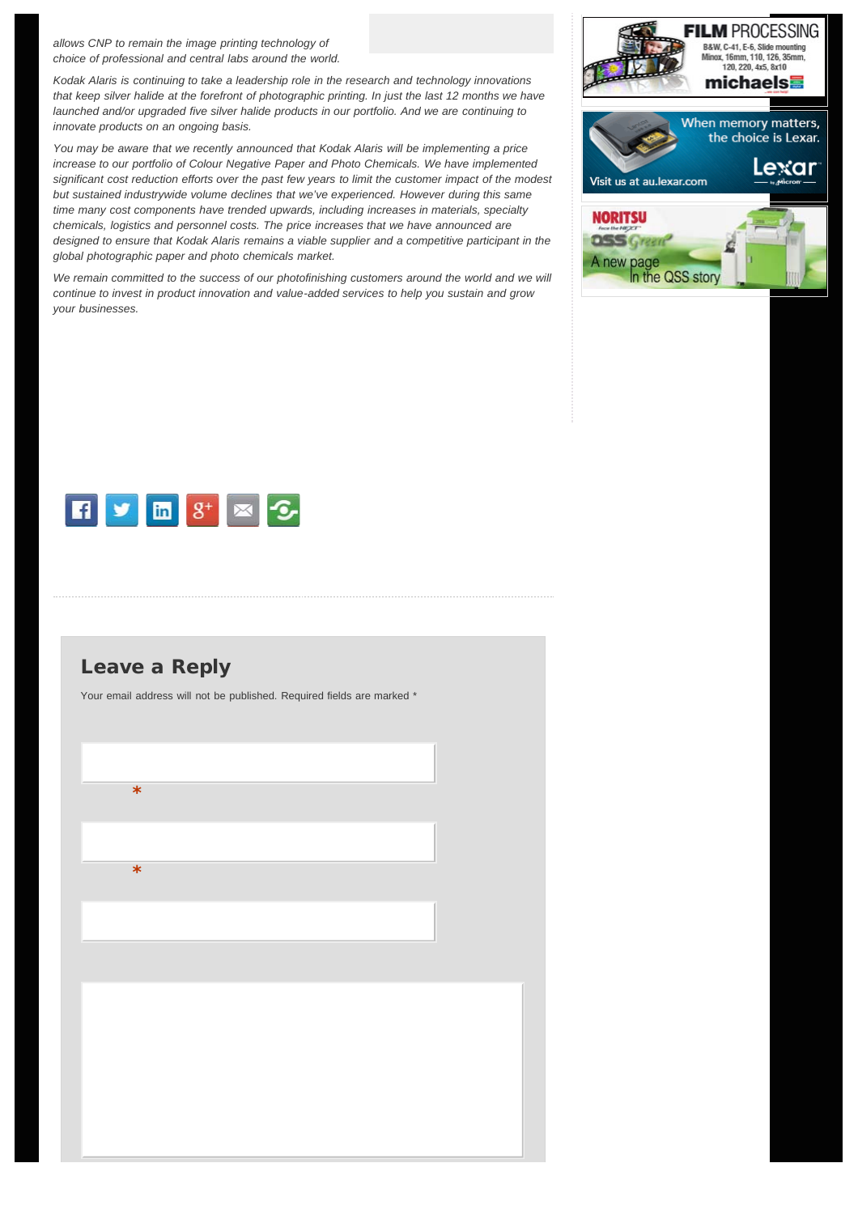*allows CNP to remain the image printing technology of choice of professional and central labs around the world.*

*Kodak Alaris is continuing to take a leadership role in the research and technology innovations that keep silver halide at the forefront of photographic printing. In just the last 12 months we have launched and/or upgraded five silver halide products in our portfolio. And we are continuing to innovate products on an ongoing basis.*

*You may be aware that we recently announced that Kodak Alaris will be implementing a price increase to our portfolio of Colour Negative Paper and Photo Chemicals. We have implemented significant cost reduction efforts over the past few years to limit the customer impact of the modest but sustained industrywide volume declines that we've experienced. However during this same time many cost components have trended upwards, including increases in materials, specialty chemicals, logistics and personnel costs. The price increases that we have announced are designed to ensure that Kodak Alaris remains a viable supplier and a competitive participant in the global photographic paper and photo chemicals market.*

*We remain committed to the success of our photofinishing customers around the world and we will continue to invest in product innovation and value-added services to help you sustain and grow your businesses.*

## Leave a Reply

Your email address will not be published. Required fields are marked *